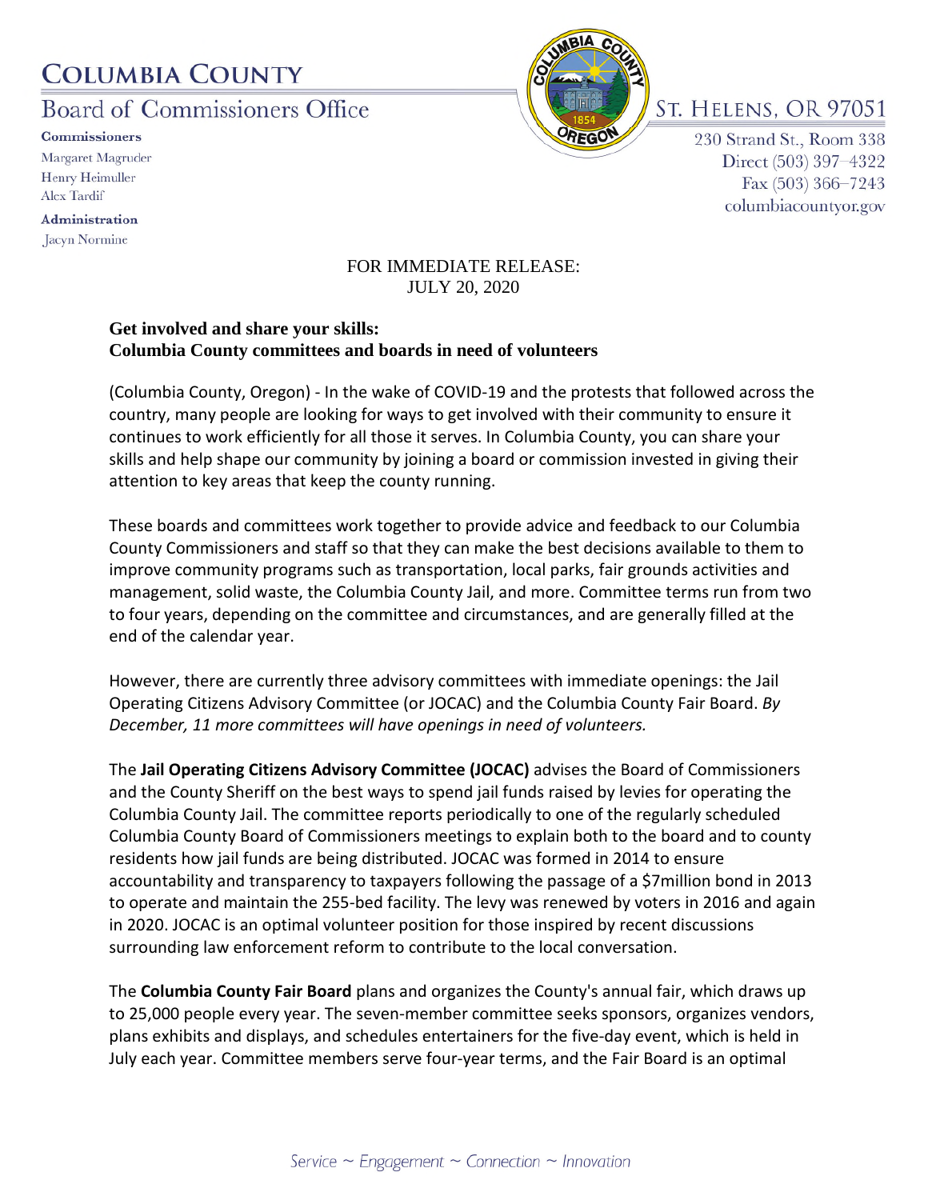# COLUMBIA COUNTY

## Board of Commissioners Office

**Commissioners**
Margaret Magruder
Henry Heimuller
Alex Tardif

**Administration**
Jacyn Normine

ST. HELENS, OR 97051
230 Strand St., Room 338
Direct (503) 397–4322
Fax (503) 366–7243
columbiacountyor.gov

FOR IMMEDIATE RELEASE:
JULY 20, 2020

**Get involved and share your skills:**
**Columbia County committees and boards in need of volunteers**

(Columbia County, Oregon) - In the wake of COVID-19 and the protests that followed across the country, many people are looking for ways to get involved with their community to ensure it continues to work efficiently for all those it serves. In Columbia County, you can share your skills and help shape our community by joining a board or commission invested in giving their attention to key areas that keep the county running.

These boards and committees work together to provide advice and feedback to our Columbia County Commissioners and staff so that they can make the best decisions available to them to improve community programs such as transportation, local parks, fair grounds activities and management, solid waste, the Columbia County Jail, and more. Committee terms run from two to four years, depending on the committee and circumstances, and are generally filled at the end of the calendar year.

However, there are currently three advisory committees with immediate openings: the Jail Operating Citizens Advisory Committee (or JOCAC) and the Columbia County Fair Board. *By December, 11 more committees will have openings in need of volunteers.*

The **Jail Operating Citizens Advisory Committee (JOCAC)** advises the Board of Commissioners and the County Sheriff on the best ways to spend jail funds raised by levies for operating the Columbia County Jail. The committee reports periodically to one of the regularly scheduled Columbia County Board of Commissioners meetings to explain both to the board and to county residents how jail funds are being distributed. JOCAC was formed in 2014 to ensure accountability and transparency to taxpayers following the passage of a $7million bond in 2013 to operate and maintain the 255-bed facility. The levy was renewed by voters in 2016 and again in 2020. JOCAC is an optimal volunteer position for those inspired by recent discussions surrounding law enforcement reform to contribute to the local conversation.

The **Columbia County Fair Board** plans and organizes the County's annual fair, which draws up to 25,000 people every year. The seven-member committee seeks sponsors, organizes vendors, plans exhibits and displays, and schedules entertainers for the five-day event, which is held in July each year. Committee members serve four-year terms, and the Fair Board is an optimal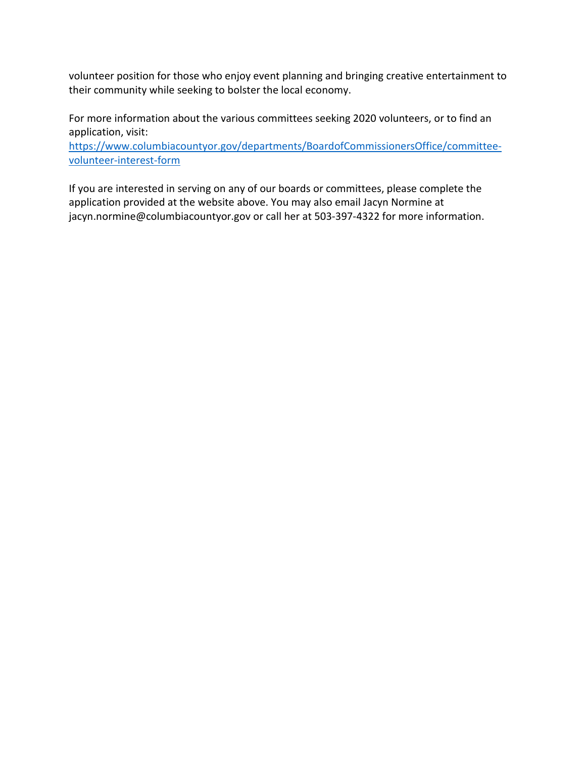volunteer position for those who enjoy event planning and bringing creative entertainment to their community while seeking to bolster the local economy.

For more information about the various committees seeking 2020 volunteers, or to find an application, visit:
[https://www.columbiacountyor.gov/departments/BoardofCommissionersOffice/committee-volunteer-interest-form](https://www.columbiacountyor.gov/departments/BoardofCommissionersOffice/committee-volunteer-interest-form)

If you are interested in serving on any of our boards or committees, please complete the application provided at the website above. You may also email Jacyn Normine at jacyn.normine@columbiacountyor.gov or call her at 503-397-4322 for more information.